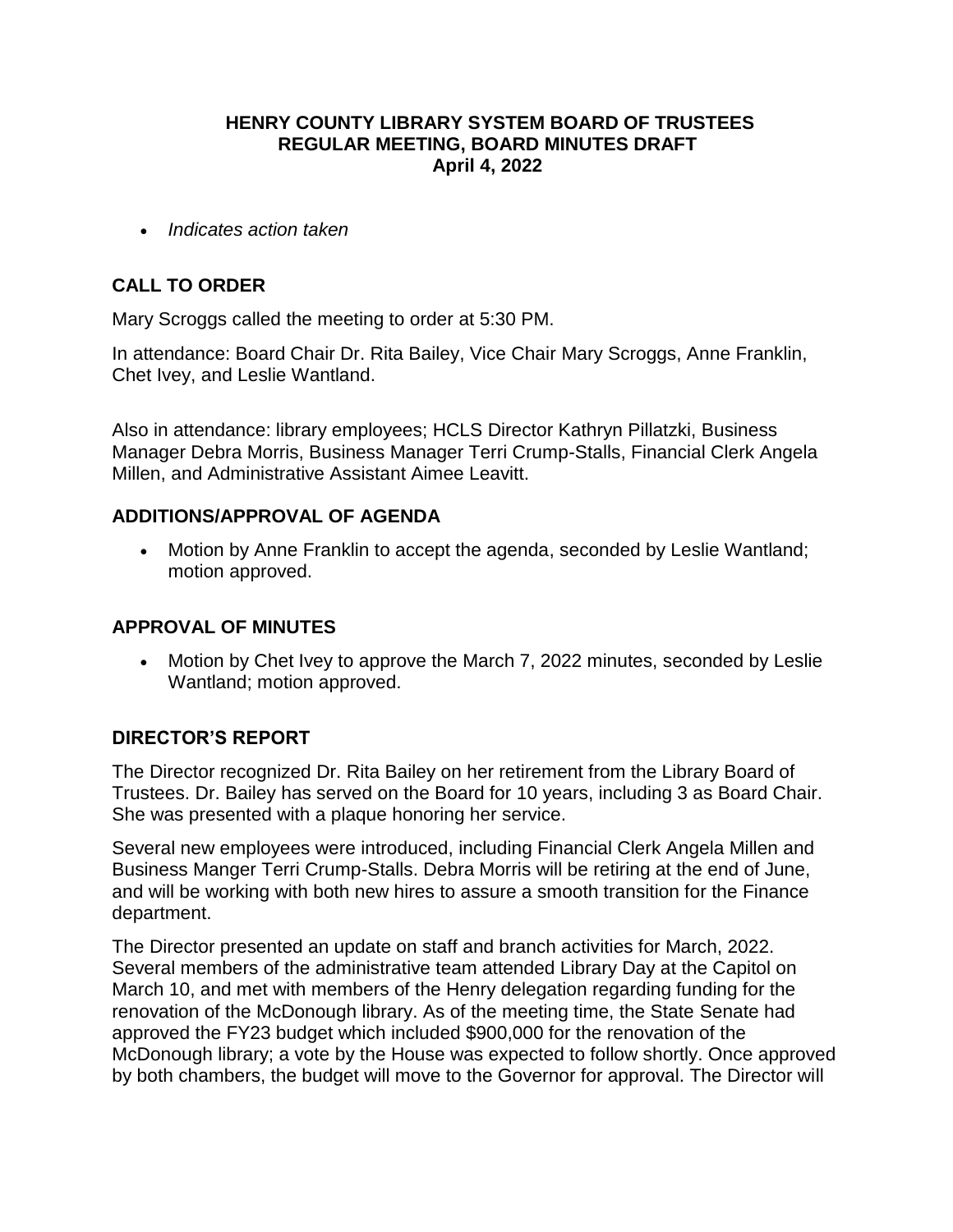**HENRY COUNTY LIBRARY SYSTEM BOARD OF TRUSTEES**
**REGULAR MEETING, BOARD MINUTES DRAFT**
**April 4, 2022**

- *Indicates action taken*

## CALL TO ORDER

Mary Scroggs called the meeting to order at 5:30 PM.

In attendance: Board Chair Dr. Rita Bailey, Vice Chair Mary Scroggs, Anne Franklin, Chet Ivey, and Leslie Wantland.

Also in attendance: library employees; HCLS Director Kathryn Pillatzki, Business Manager Debra Morris, Business Manager Terri Crump-Stalls, Financial Clerk Angela Millen, and Administrative Assistant Aimee Leavitt.

## ADDITIONS/APPROVAL OF AGENDA

- Motion by Anne Franklin to accept the agenda, seconded by Leslie Wantland; motion approved.

## APPROVAL OF MINUTES

- Motion by Chet Ivey to approve the March 7, 2022 minutes, seconded by Leslie Wantland; motion approved.

## DIRECTOR'S REPORT

The Director recognized Dr. Rita Bailey on her retirement from the Library Board of Trustees. Dr. Bailey has served on the Board for 10 years, including 3 as Board Chair. She was presented with a plaque honoring her service.

Several new employees were introduced, including Financial Clerk Angela Millen and Business Manger Terri Crump-Stalls. Debra Morris will be retiring at the end of June, and will be working with both new hires to assure a smooth transition for the Finance department.

The Director presented an update on staff and branch activities for March, 2022. Several members of the administrative team attended Library Day at the Capitol on March 10, and met with members of the Henry delegation regarding funding for the renovation of the McDonough library. As of the meeting time, the State Senate had approved the FY23 budget which included $900,000 for the renovation of the McDonough library; a vote by the House was expected to follow shortly. Once approved by both chambers, the budget will move to the Governor for approval. The Director will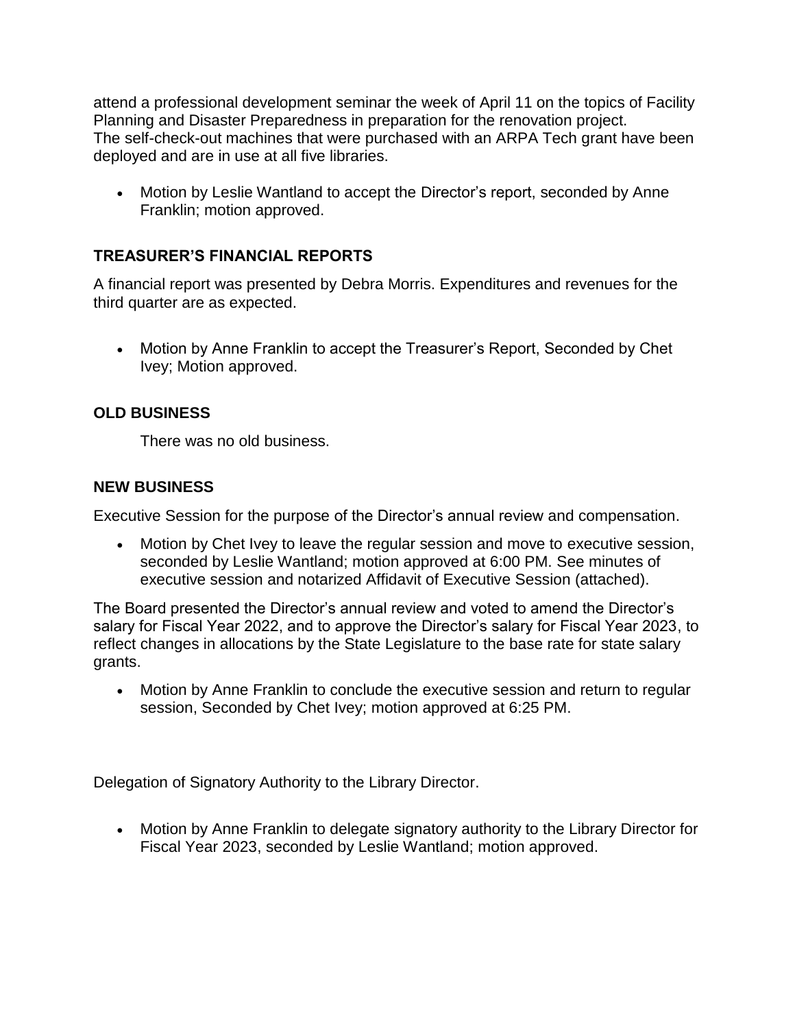attend a professional development seminar the week of April 11 on the topics of Facility Planning and Disaster Preparedness in preparation for the renovation project.
The self-check-out machines that were purchased with an ARPA Tech grant have been deployed and are in use at all five libraries.

- Motion by Leslie Wantland to accept the Director's report, seconded by Anne Franklin; motion approved.

## TREASURER'S FINANCIAL REPORTS

A financial report was presented by Debra Morris. Expenditures and revenues for the third quarter are as expected.

- Motion by Anne Franklin to accept the Treasurer's Report, Seconded by Chet Ivey; Motion approved.

## OLD BUSINESS

There was no old business.

## NEW BUSINESS

Executive Session for the purpose of the Director's annual review and compensation.

- Motion by Chet Ivey to leave the regular session and move to executive session, seconded by Leslie Wantland; motion approved at 6:00 PM. See minutes of executive session and notarized Affidavit of Executive Session (attached).

The Board presented the Director's annual review and voted to amend the Director's salary for Fiscal Year 2022, and to approve the Director's salary for Fiscal Year 2023, to reflect changes in allocations by the State Legislature to the base rate for state salary grants.

- Motion by Anne Franklin to conclude the executive session and return to regular session, Seconded by Chet Ivey; motion approved at 6:25 PM.

Delegation of Signatory Authority to the Library Director.

- Motion by Anne Franklin to delegate signatory authority to the Library Director for Fiscal Year 2023, seconded by Leslie Wantland; motion approved.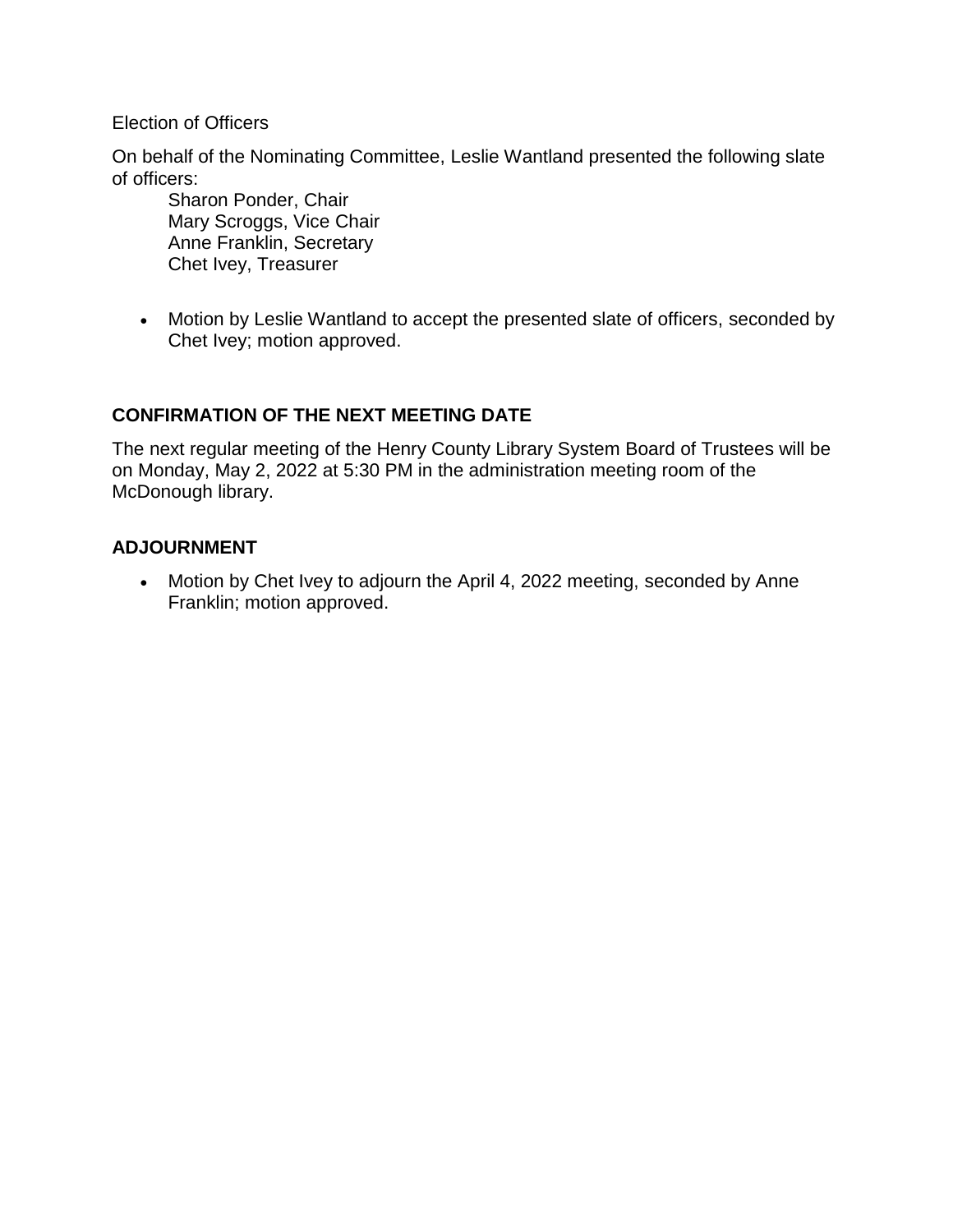Election of Officers

On behalf of the Nominating Committee, Leslie Wantland presented the following slate of officers:

Sharon Ponder, Chair
Mary Scroggs, Vice Chair
Anne Franklin, Secretary
Chet Ivey, Treasurer

- Motion by Leslie Wantland to accept the presented slate of officers, seconded by Chet Ivey; motion approved.

## CONFIRMATION OF THE NEXT MEETING DATE

The next regular meeting of the Henry County Library System Board of Trustees will be on Monday, May 2, 2022 at 5:30 PM in the administration meeting room of the McDonough library.

## ADJOURNMENT

- Motion by Chet Ivey to adjourn the April 4, 2022 meeting, seconded by Anne Franklin; motion approved.